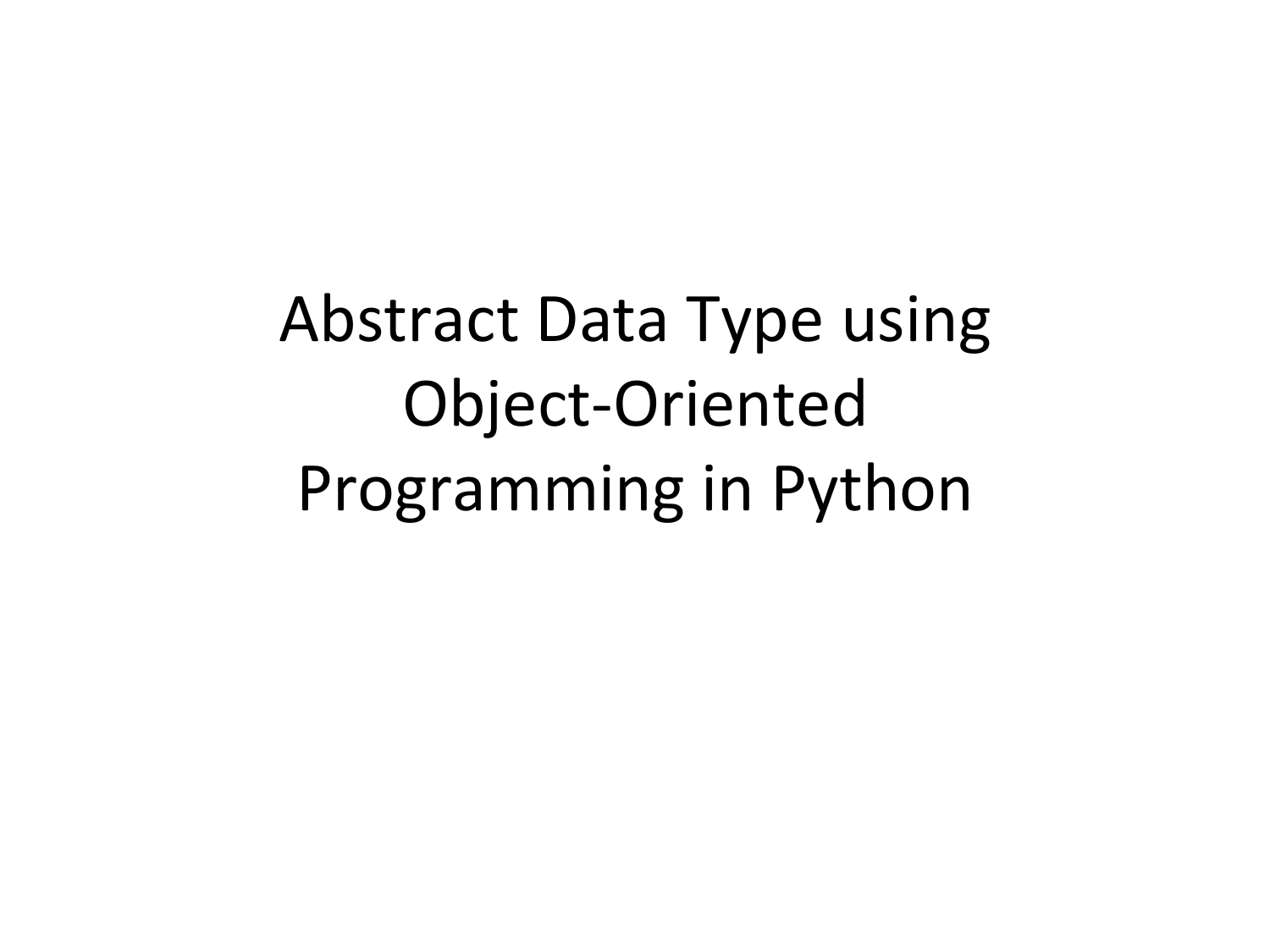# Abstract Data Type using Object-Oriented Programming in Python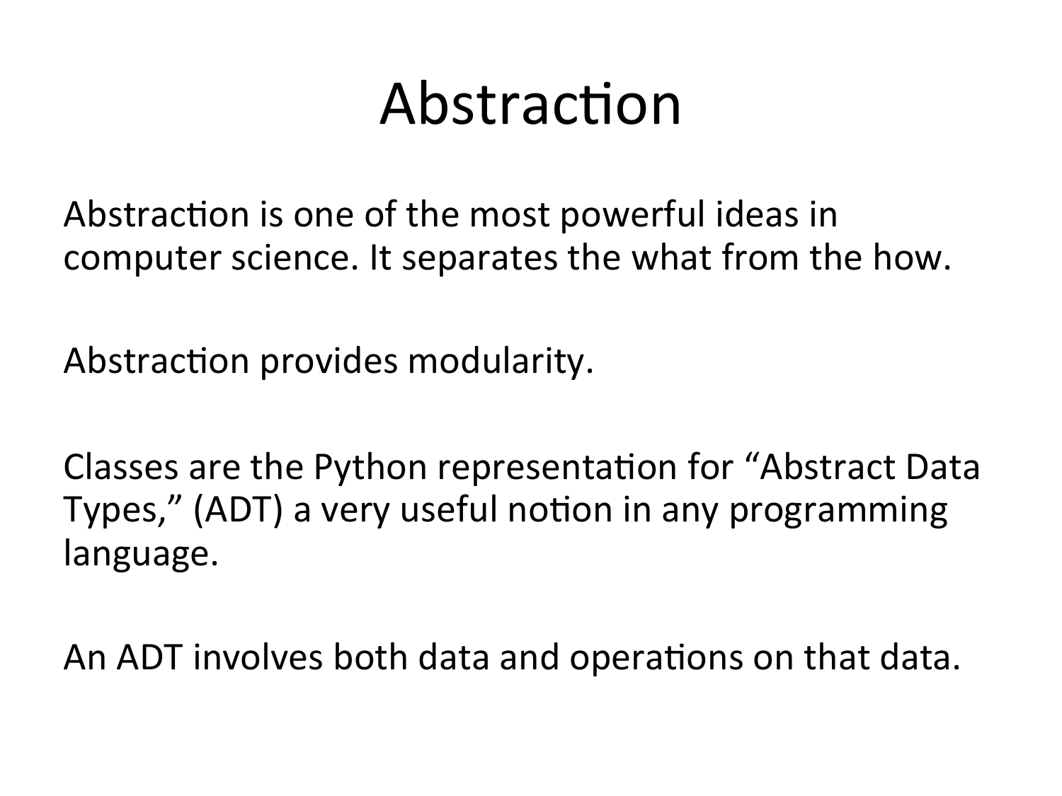# Abstraction

Abstraction is one of the most powerful ideas in computer science. It separates the what from the how.

Abstraction provides modularity.

Classes are the Python representation for "Abstract Data Types," (ADT) a very useful notion in any programming language.

An ADT involves both data and operations on that data.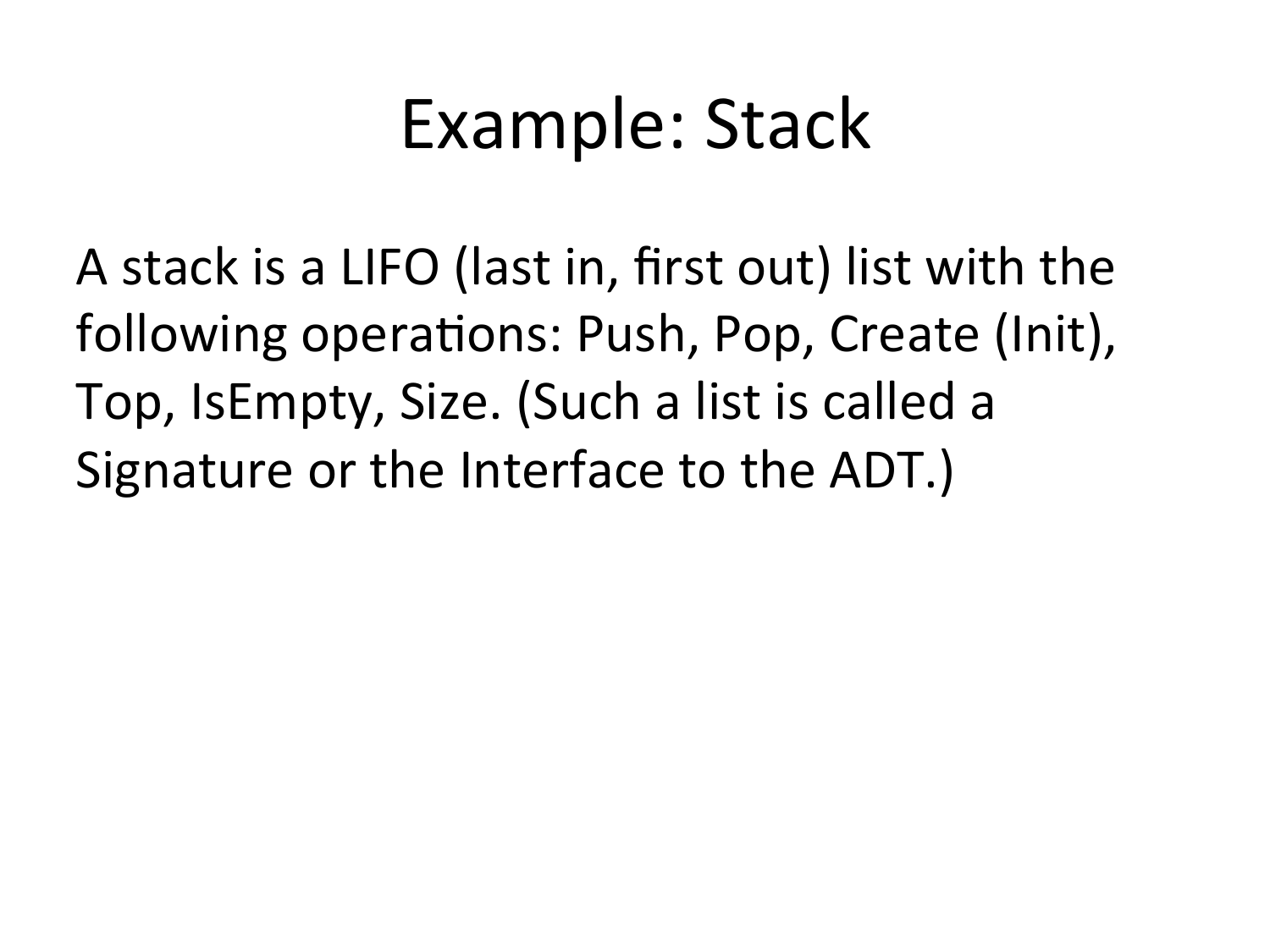# Example: Stack

A stack is a LIFO (last in, first out) list with the following operations: Push, Pop, Create (Init), Top, IsEmpty, Size. (Such a list is called a Signature or the Interface to the ADT.)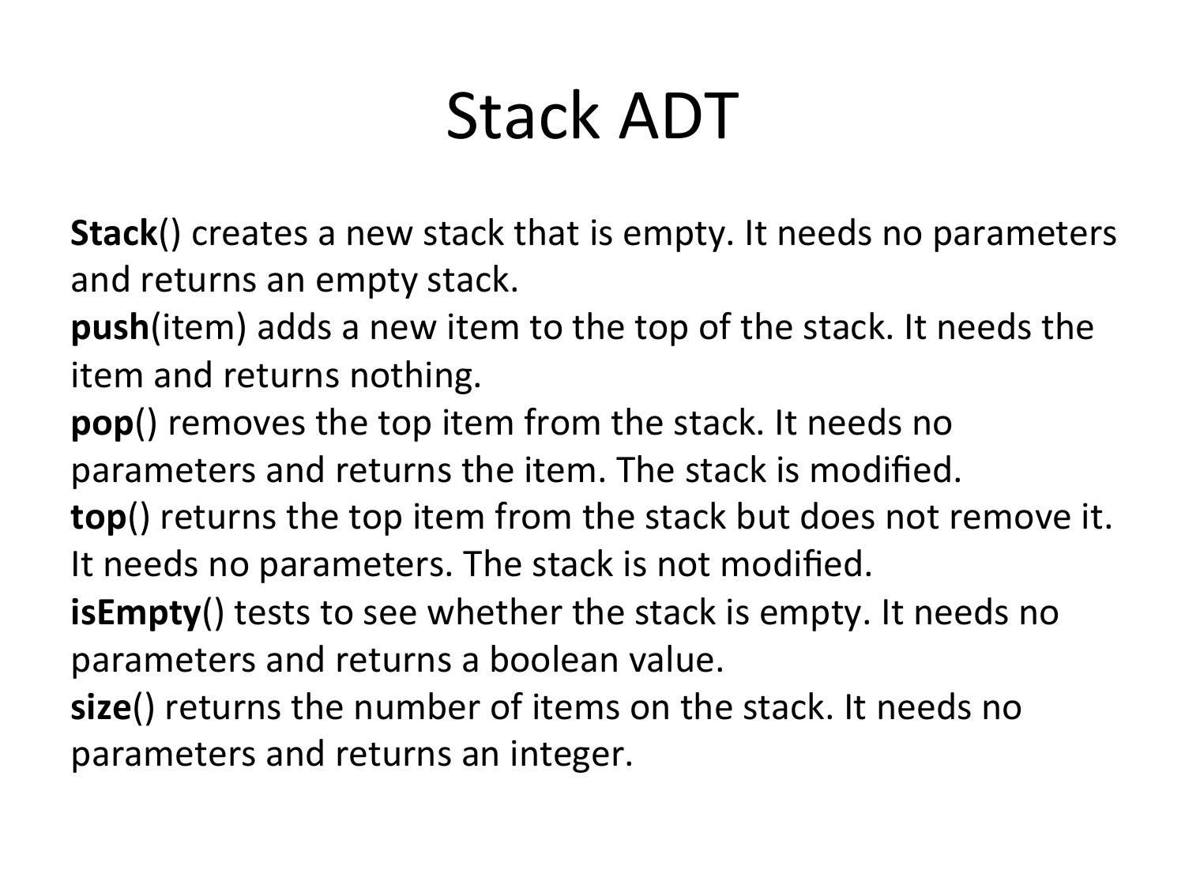# Stack ADT

**Stack**() creates a new stack that is empty. It needs no parameters and returns an empty stack.
**push**(item) adds a new item to the top of the stack. It needs the item and returns nothing.
**pop**() removes the top item from the stack. It needs no parameters and returns the item. The stack is modified.
**top**() returns the top item from the stack but does not remove it. It needs no parameters. The stack is not modified.
**isEmpty**() tests to see whether the stack is empty. It needs no parameters and returns a boolean value.
**size**() returns the number of items on the stack. It needs no parameters and returns an integer.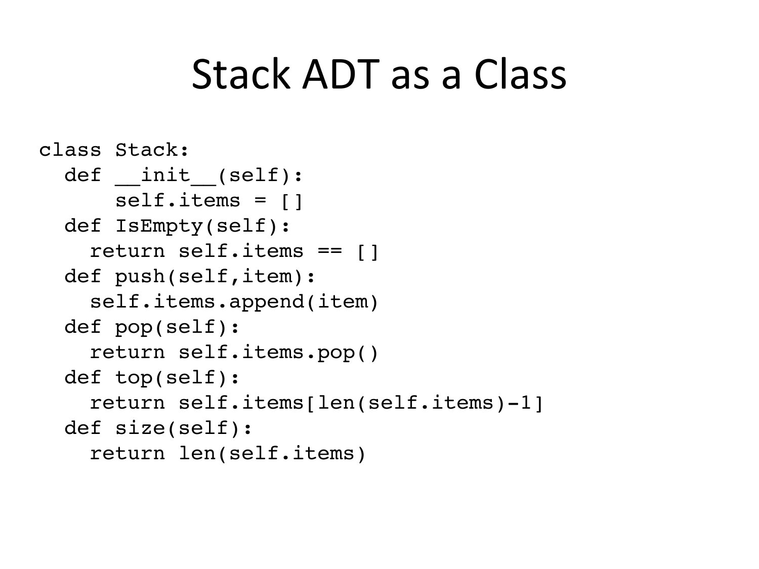# Stack ADT as a Class

```
class Stack:
  def __init__(self):
      self.items = []
  def IsEmpty(self):
    return self.items == []
  def push(self,item):
    self.items.append(item)
  def pop(self):
    return self.items.pop()
  def top(self):
    return self.items[len(self.items)-1]
  def size(self):
    return len(self.items)
```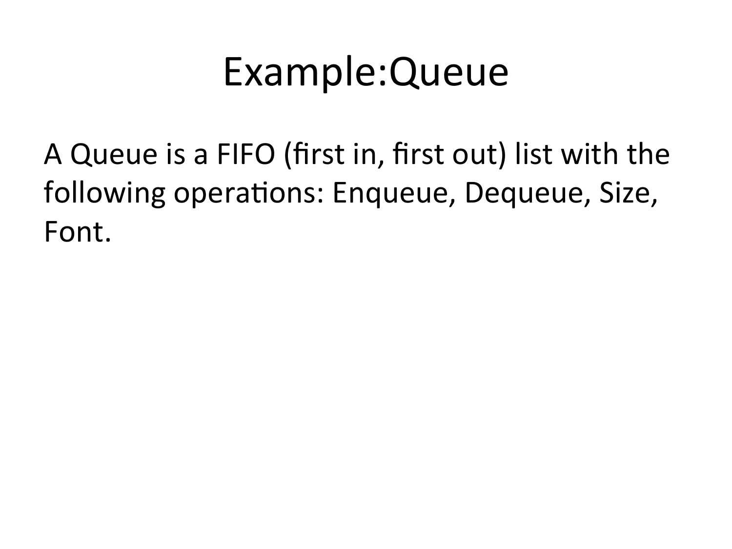# Example:Queue

A Queue is a FIFO (first in, first out) list with the following operations: Enqueue, Dequeue, Size, Font.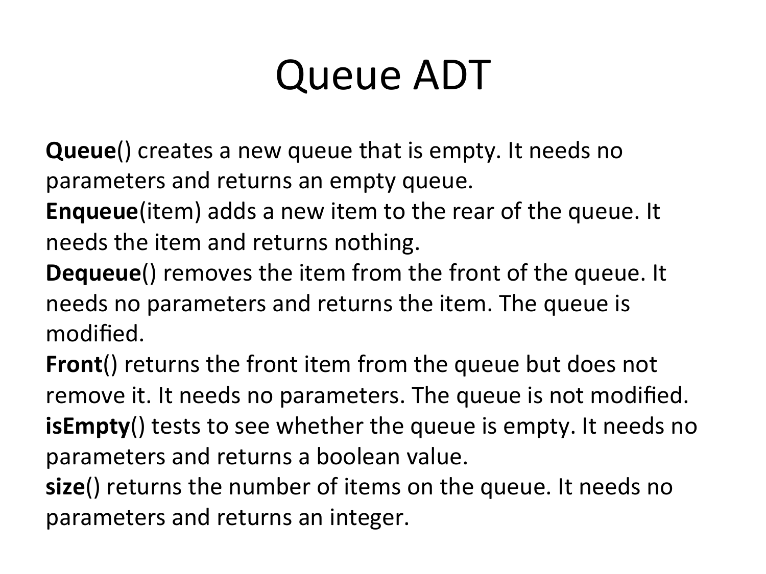# Queue ADT

**Queue**() creates a new queue that is empty. It needs no parameters and returns an empty queue.
**Enqueue**(item) adds a new item to the rear of the queue. It needs the item and returns nothing.
**Dequeue**() removes the item from the front of the queue. It needs no parameters and returns the item. The queue is modified.
**Front**() returns the front item from the queue but does not remove it. It needs no parameters. The queue is not modified.
**isEmpty**() tests to see whether the queue is empty. It needs no parameters and returns a boolean value.
**size**() returns the number of items on the queue. It needs no parameters and returns an integer.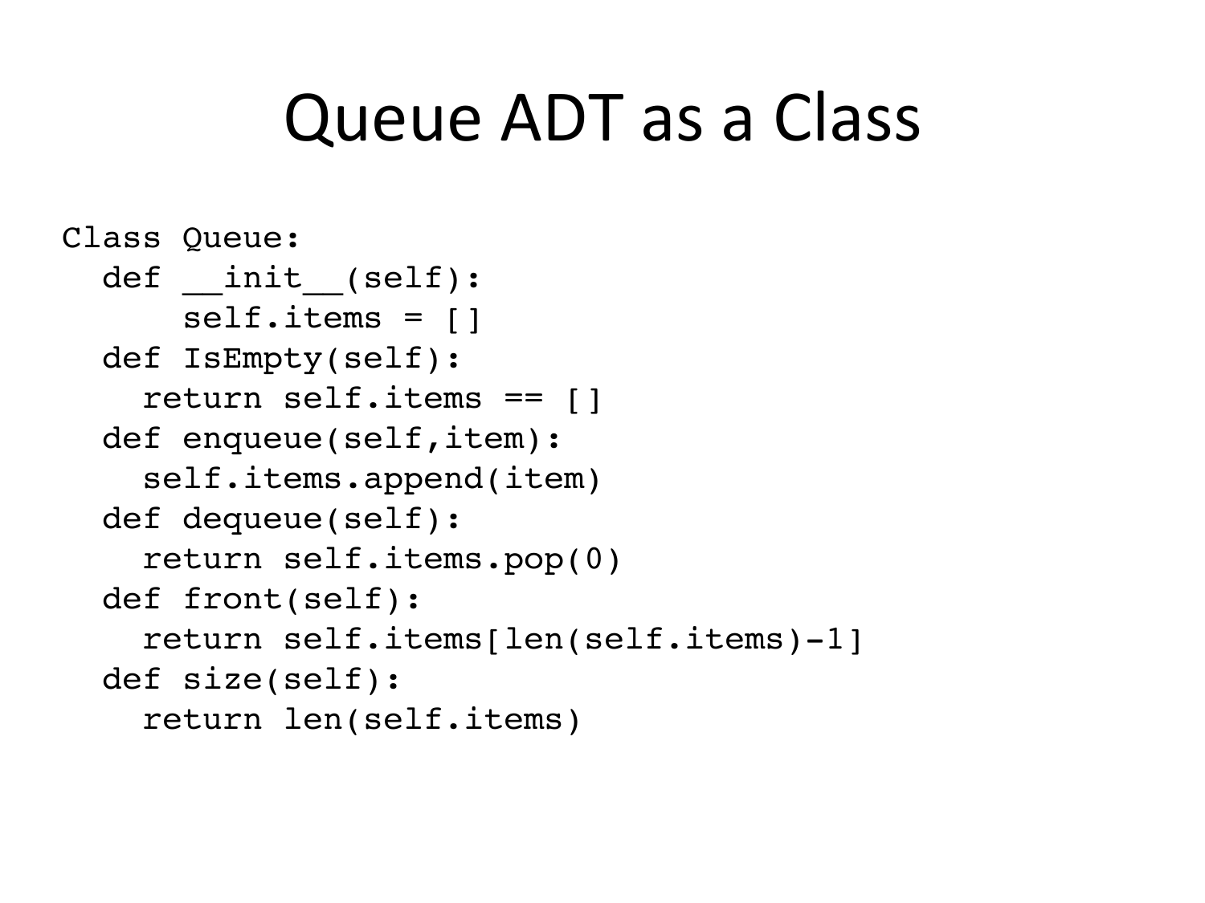# Queue ADT as a Class

```
Class Queue:
  def __init__(self):
      self.items = []
  def IsEmpty(self):
    return self.items == []
  def enqueue(self,item):
    self.items.append(item)
  def dequeue(self):
    return self.items.pop(0)
  def front(self):
    return self.items[len(self.items)-1]
  def size(self):
    return len(self.items)
```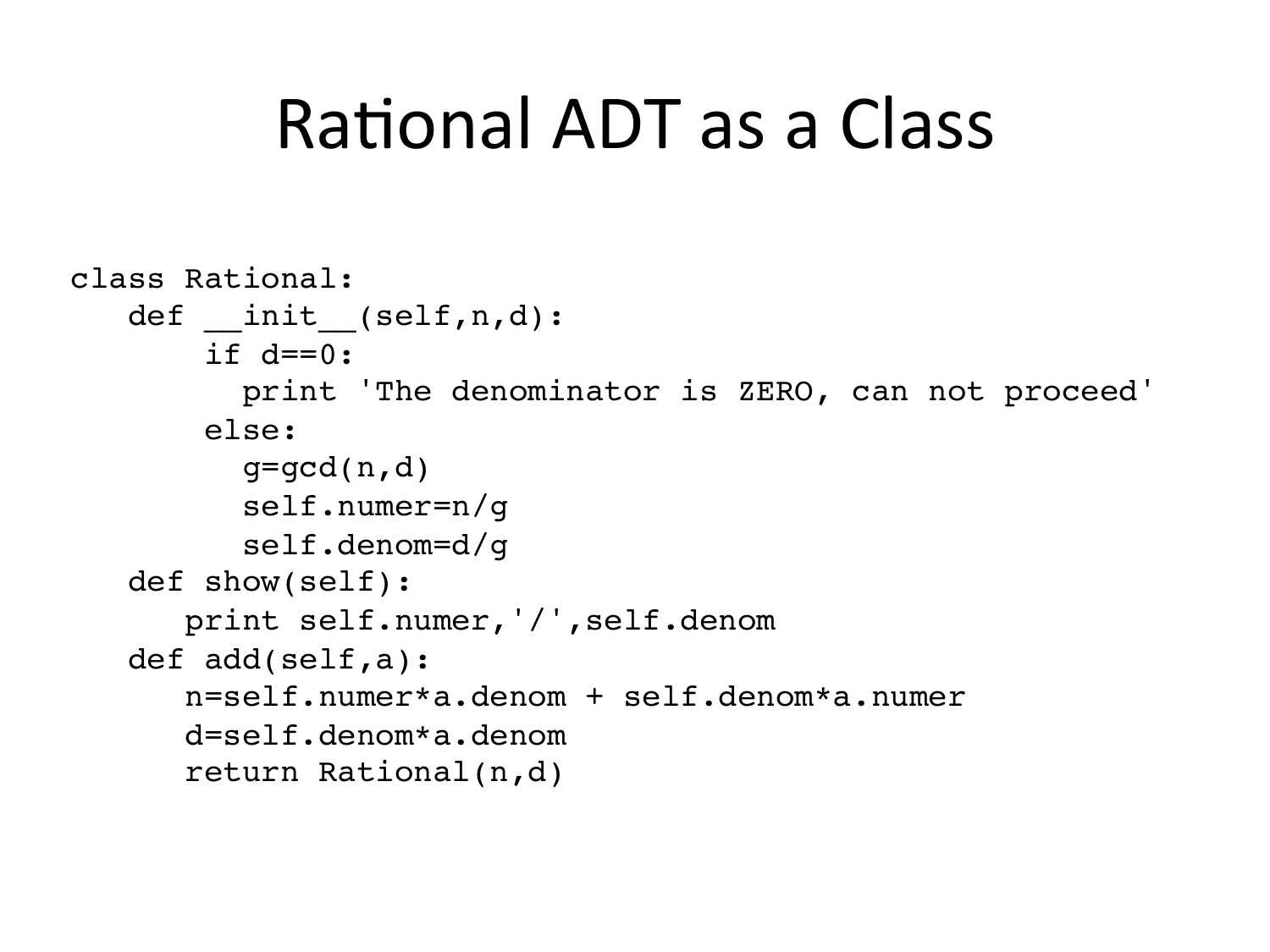# Rational ADT as a Class

```
class Rational:
   def __init__(self,n,d):
       if d==0:
         print 'The denominator is ZERO, can not proceed'
       else:
         g=gcd(n,d)
         self.numer=n/g
         self.denom=d/g
   def show(self):
      print self.numer,'/',self.denom
   def add(self,a):
      n=self.numer*a.denom + self.denom*a.numer
      d=self.denom*a.denom
      return Rational(n,d)
```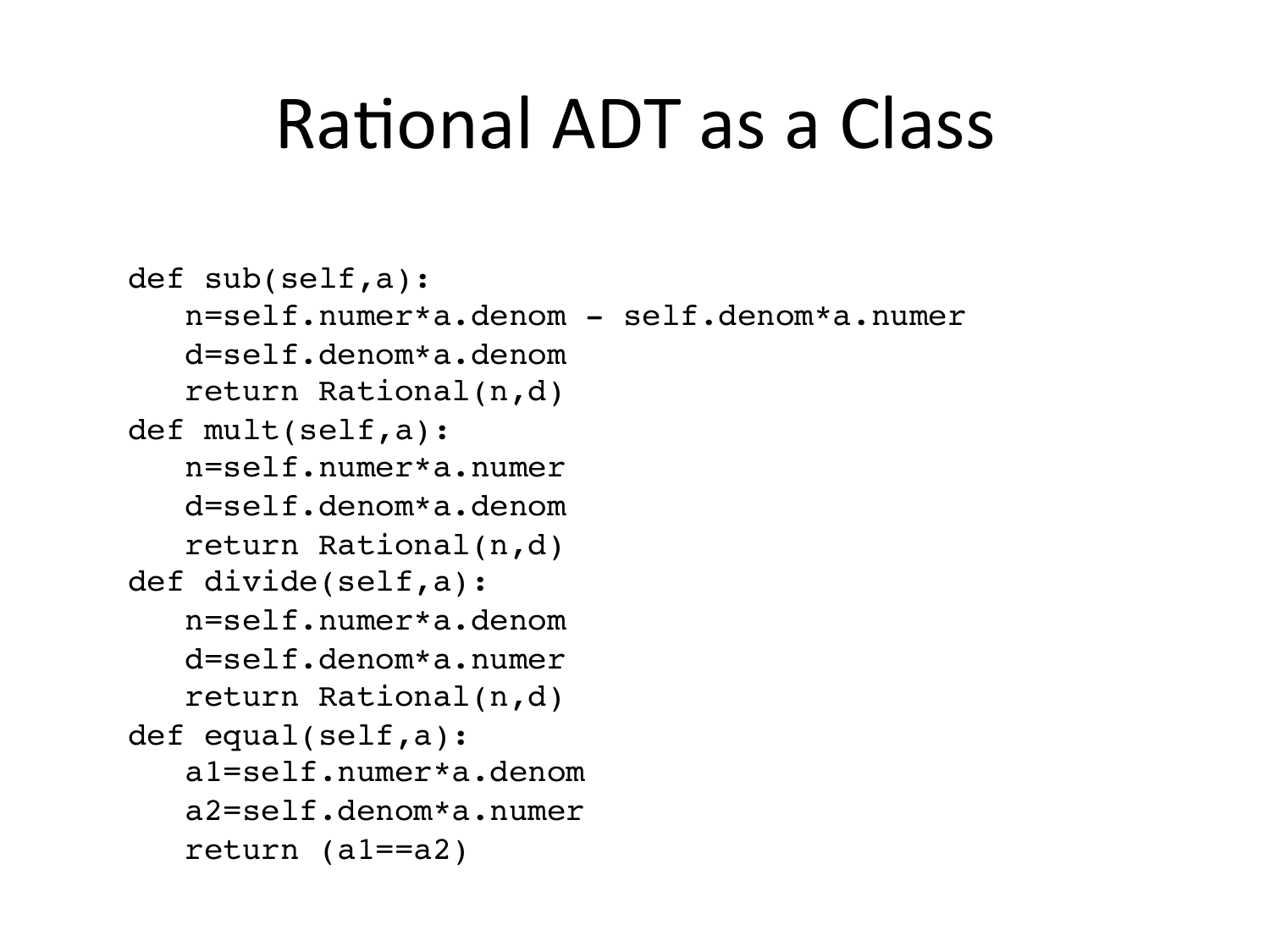# Rational ADT as a Class

```
def sub(self,a):
   n=self.numer*a.denom - self.denom*a.numer
   d=self.denom*a.denom
   return Rational(n,d)
def mult(self,a):
   n=self.numer*a.numer
   d=self.denom*a.denom
   return Rational(n,d)
def divide(self,a):
   n=self.numer*a.denom
   d=self.denom*a.numer
   return Rational(n,d)
def equal(self,a):
   a1=self.numer*a.denom
   a2=self.denom*a.numer
   return (a1==a2)
```